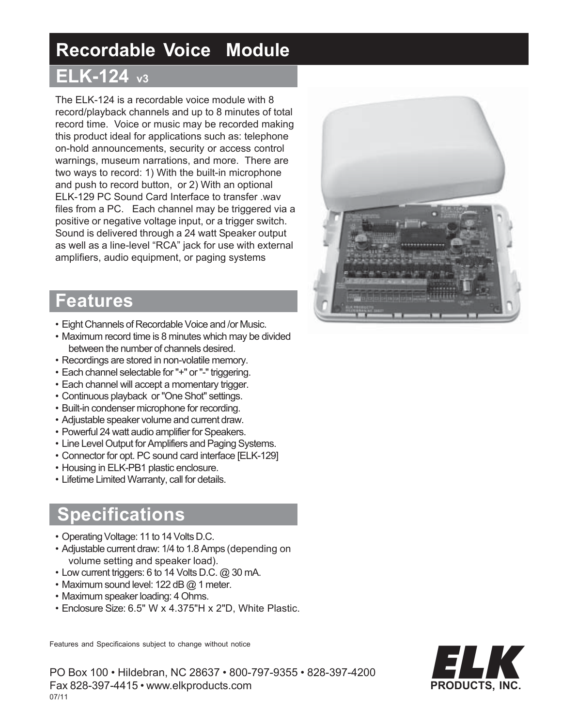# Recordable Voice Module

## ELK-124 v3

The ELK-124 is a recordable voice module with 8 record/playback channels and up to 8 minutes of total record time. Voice or music may be recorded making this product ideal for applications such as: telephone on-hold announcements, security or access control warnings, museum narrations, and more. There are two ways to record: 1) With the built-in microphone and push to record button, or 2) With an optional ELK-129 PC Sound Card Interface to transfer .wav files from a PC. Each channel may be triggered via a positive or negative voltage input, or a trigger switch. Sound is delivered through a 24 watt Speaker output as well as a line-level "RCA" jack for use with external amplifiers, audio equipment, or paging systems

## Features

- Eight Channels of Recordable Voice and /or Music.
- Maximum record time is 8 minutes which may be divided between the number of channels desired.
- Recordings are stored in non-volatile memory.
- Each channel selectable for "+" or "-" triggering.
- Each channel will accept a momentary trigger.
- Continuous playback or "One Shot" settings.
- Built-in condenser microphone for recording.
- Adjustable speaker volume and current draw.
- Powerful 24 watt audio amplifier for Speakers.
- Line Level Output for Amplifiers and Paging Systems.
- Connector for opt. PC sound card interface [ELK-129]
- Housing in ELK-PB1 plastic enclosure.
- Lifetime Limited Warranty, call for details.

## Specifications

- Operating Voltage: 11 to 14 Volts D.C.
- Adjustable current draw: 1/4 to 1.8 Amps (depending on volume setting and speaker load).
- Low current triggers: 6 to 14 Volts D.C. @ 30 mA.
- Maximum sound level: 122 dB @ 1 meter.
- Maximum speaker loading: 4 Ohms.
- Enclosure Size: 6.5" W x 4.375"H x 2"D, White Plastic.

Features and Specificaions subject to change without notice

PO Box 100 • Hildebran, NC 28637 • 800-797-9355 • 828-397-4200
Fax 828-397-4415 • www.elkproducts.com
07/11

**ELK PRODUCTS, INC.**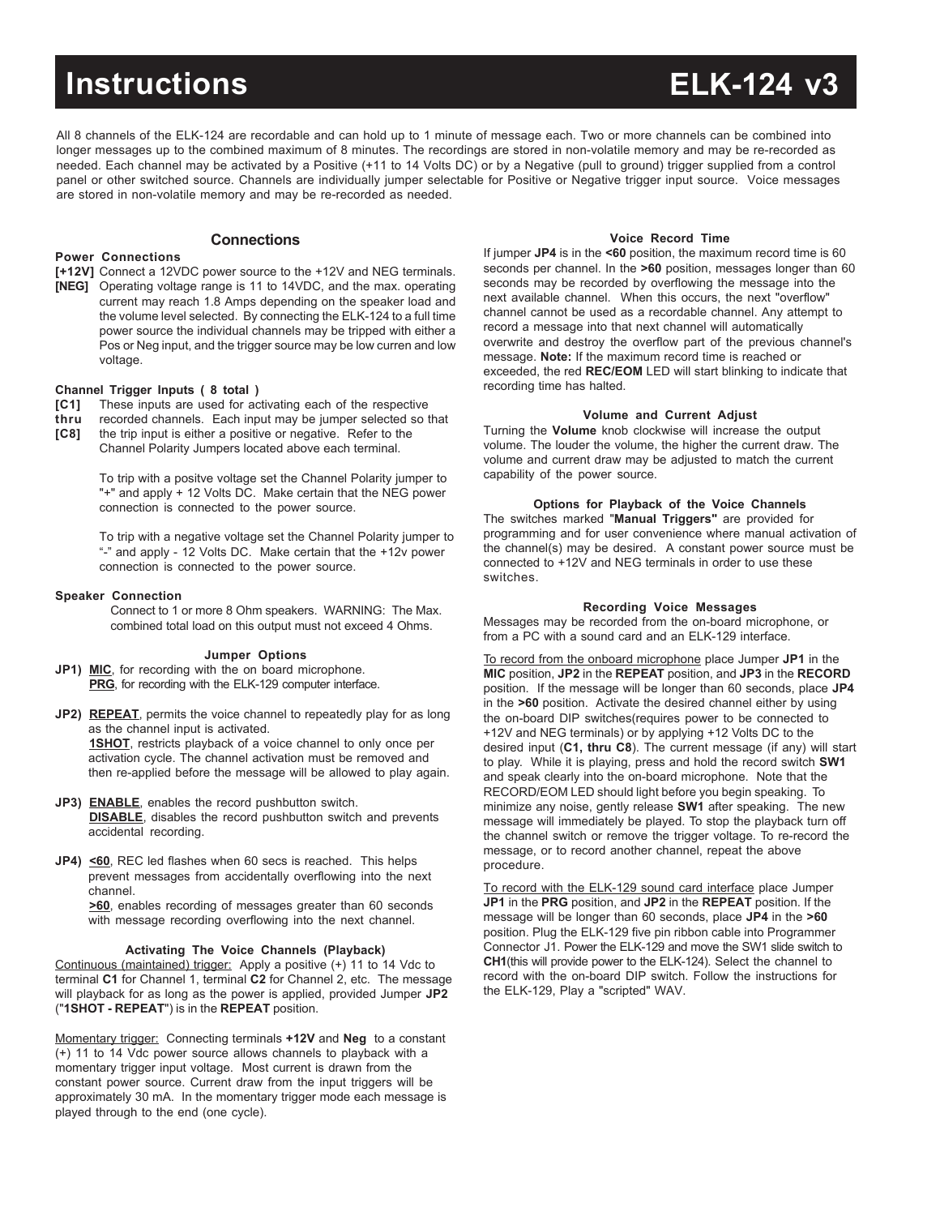# Instructions ELK-124 v3

All 8 channels of the ELK-124 are recordable and can hold up to 1 minute of message each. Two or more channels can be combined into longer messages up to the combined maximum of 8 minutes. The recordings are stored in non-volatile memory and may be re-recorded as needed. Each channel may be activated by a Positive (+11 to 14 Volts DC) or by a Negative (pull to ground) trigger supplied from a control panel or other switched source. Channels are individually jumper selectable for Positive or Negative trigger input source. Voice messages are stored in non-volatile memory and may be re-recorded as needed.

## Connections

**Power Connections**

**[+12V]** Connect a 12VDC power source to the +12V and NEG terminals.
**[NEG]** Operating voltage range is 11 to 14VDC, and the max. operating current may reach 1.8 Amps depending on the speaker load and the volume level selected. By connecting the ELK-124 to a full time power source the individual channels may be tripped with either a Pos or Neg input, and the trigger source may be low curren and low voltage.

**Channel Trigger Inputs ( 8 total )**

**[C1] thru [C8]** These inputs are used for activating each of the respective recorded channels. Each input may be jumper selected so that the trip input is either a positive or negative. Refer to the Channel Polarity Jumpers located above each terminal.

To trip with a positve voltage set the Channel Polarity jumper to "+" and apply + 12 Volts DC. Make certain that the NEG power connection is connected to the power source.

To trip with a negative voltage set the Channel Polarity jumper to "-" and apply - 12 Volts DC. Make certain that the +12v power connection is connected to the power source.

**Speaker Connection**

Connect to 1 or more 8 Ohm speakers. WARNING: The Max. combined total load on this output must not exceed 4 Ohms.

### Jumper Options

**JP1)** **MIC**, for recording with the on board microphone.
**PRG**, for recording with the ELK-129 computer interface.

**JP2)** **REPEAT**, permits the voice channel to repeatedly play for as long as the channel input is activated.
**1SHOT**, restricts playback of a voice channel to only once per activation cycle. The channel activation must be removed and then re-applied before the message will be allowed to play again.

**JP3)** **ENABLE**, enables the record pushbutton switch.
**DISABLE**, disables the record pushbutton switch and prevents accidental recording.

**JP4)** **<60**, REC led flashes when 60 secs is reached. This helps prevent messages from accidentally overflowing into the next channel.
**>60**, enables recording of messages greater than 60 seconds with message recording overflowing into the next channel.

### Activating The Voice Channels (Playback)

Continuous (maintained) trigger: Apply a positive (+) 11 to 14 Vdc to terminal **C1** for Channel 1, terminal **C2** for Channel 2, etc. The message will playback for as long as the power is applied, provided Jumper **JP2** ("**1SHOT - REPEAT**") is in the **REPEAT** position.

Momentary trigger: Connecting terminals **+12V** and **Neg** to a constant (+) 11 to 14 Vdc power source allows channels to playback with a momentary trigger input voltage. Most current is drawn from the constant power source. Current draw from the input triggers will be approximately 30 mA. In the momentary trigger mode each message is played through to the end (one cycle).

### Voice Record Time

If jumper **JP4** is in the **<60** position, the maximum record time is 60 seconds per channel. In the **>60** position, messages longer than 60 seconds may be recorded by overflowing the message into the next available channel. When this occurs, the next "overflow" channel cannot be used as a recordable channel. Any attempt to record a message into that next channel will automatically overwrite and destroy the overflow part of the previous channel's message. **Note:** If the maximum record time is reached or exceeded, the red **REC/EOM** LED will start blinking to indicate that recording time has halted.

### Volume and Current Adjust

Turning the **Volume** knob clockwise will increase the output volume. The louder the volume, the higher the current draw. The volume and current draw may be adjusted to match the current capability of the power source.

### Options for Playback of the Voice Channels

The switches marked "**Manual Triggers"** are provided for programming and for user convenience where manual activation of the channel(s) may be desired. A constant power source must be connected to +12V and NEG terminals in order to use these switches.

### Recording Voice Messages

Messages may be recorded from the on-board microphone, or from a PC with a sound card and an ELK-129 interface.

To record from the onboard microphone place Jumper **JP1** in the **MIC** position, **JP2** in the **REPEAT** position, and **JP3** in the **RECORD** position. If the message will be longer than 60 seconds, place **JP4** in the **>60** position. Activate the desired channel either by using the on-board DIP switches(requires power to be connected to +12V and NEG terminals) or by applying +12 Volts DC to the desired input (**C1, thru C8**). The current message (if any) will start to play. While it is playing, press and hold the record switch **SW1** and speak clearly into the on-board microphone. Note that the RECORD/EOM LED should light before you begin speaking. To minimize any noise, gently release **SW1** after speaking. The new message will immediately be played. To stop the playback turn off the channel switch or remove the trigger voltage. To re-record the message, or to record another channel, repeat the above procedure.

To record with the ELK-129 sound card interface place Jumper **JP1** in the **PRG** position, and **JP2** in the **REPEAT** position. If the message will be longer than 60 seconds, place **JP4** in the **>60** position. Plug the ELK-129 five pin ribbon cable into Programmer Connector J1. Power the ELK-129 and move the SW1 slide switch to **CH1**(this will provide power to the ELK-124). Select the channel to record with the on-board DIP switch. Follow the instructions for the ELK-129, Play a "scripted" WAV.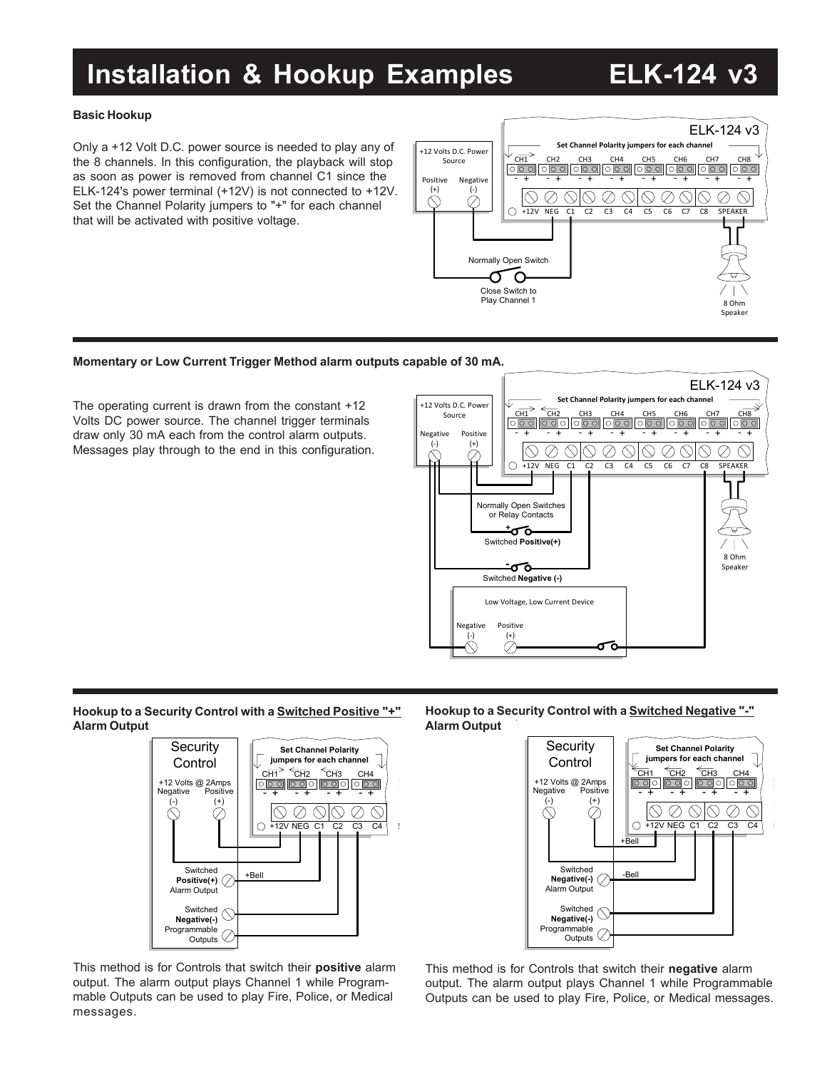# Installation & Hookup Examples ELK-124 v3

**Basic Hookup**

Only a +12 Volt D.C. power source is needed to play any of the 8 channels. In this configuration, the playback will stop as soon as power is removed from channel C1 since the ELK-124's power terminal (+12V) is not connected to +12V. Set the Channel Polarity jumpers to "+" for each channel that will be activated with positive voltage.

**Momentary or Low Current Trigger Method alarm outputs capable of 30 mA.**

The operating current is drawn from the constant +12 Volts DC power source. The channel trigger terminals draw only 30 mA each from the control alarm outputs. Messages play through to the end in this configuration.

**Hookup to a Security Control with a Switched Positive "+" Alarm Output**

This method is for Controls that switch their **positive** alarm output. The alarm output plays Channel 1 while Programmable Outputs can be used to play Fire, Police, or Medical messages.

**Hookup to a Security Control with a Switched Negative "-" Alarm Output**

This method is for Controls that switch their **negative** alarm output. The alarm output plays Channel 1 while Programmable Outputs can be used to play Fire, Police, or Medical messages.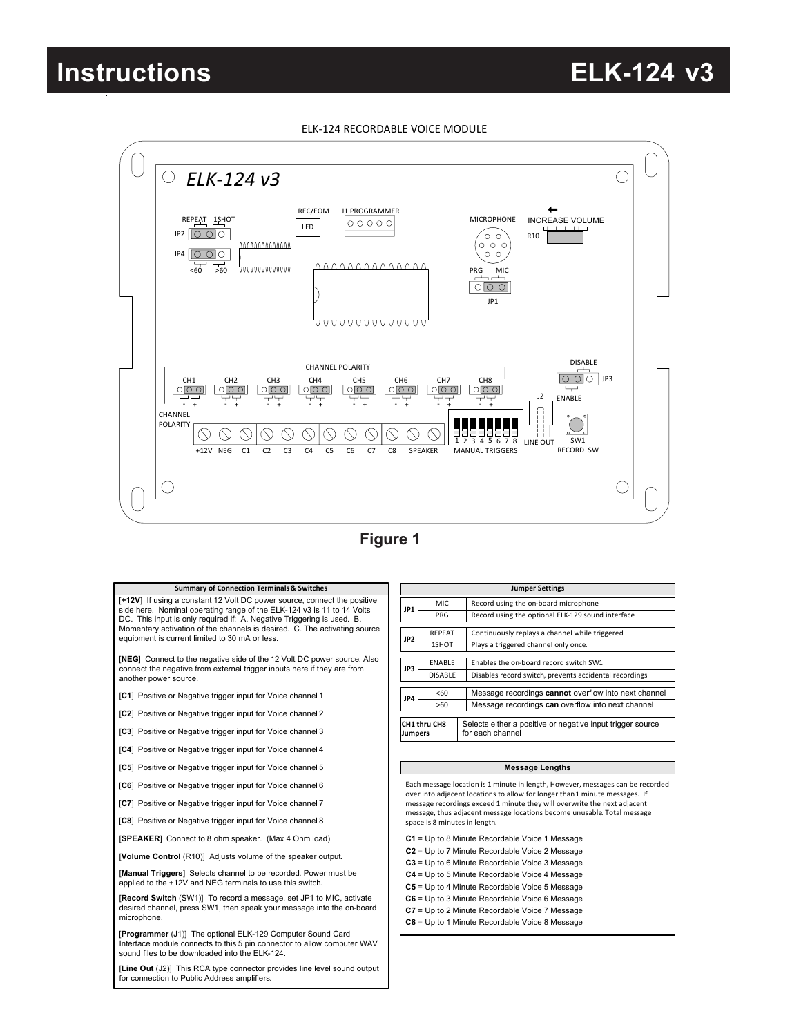# Instructions ELK-124 v3

ELK-124 RECORDABLE VOICE MODULE

ELK-124 v3

REPEAT 1SHOT
JP2
JP4
<60 >60
REC/EOM
LED
J1 PROGRAMMER
MICROPHONE
INCREASE VOLUME
R10
PRG MIC
JP1
CHANNEL POLARITY
CH1 CH2 CH3 CH4 CH5 CH6 CH7 CH8
- + - + - + - + - + - + - + - +
DISABLE
JP3
J2
ENABLE
CHANNEL POLARITY
+12V NEG C1 C2 C3 C4 C5 C6 C7 C8 SPEAKER
1 2 3 4 5 6 7 8
MANUAL TRIGGERS
LINE OUT
SW1
RECORD SW

**Figure 1**

### Summary of Connection Terminals & Switches

[**+12V**] If using a constant 12 Volt DC power source, connect the positive side here. Nominal operating range of the ELK-124 v3 is 11 to 14 Volts DC. This input is only required if: A. Negative Triggering is used. B. Momentary activation of the channels is desired. C. The activating source equipment is current limited to 30 mA or less.

[**NEG**] Connect to the negative side of the 12 Volt DC power source. Also connect the negative from external trigger inputs here if they are from another power source.

[**C1**] Positive or Negative trigger input for Voice channel 1

[**C2**] Positive or Negative trigger input for Voice channel 2

[**C3**] Positive or Negative trigger input for Voice channel 3

[**C4**] Positive or Negative trigger input for Voice channel 4

[**C5**] Positive or Negative trigger input for Voice channel 5

[**C6**] Positive or Negative trigger input for Voice channel 6

[**C7**] Positive or Negative trigger input for Voice channel 7

[**C8**] Positive or Negative trigger input for Voice channel 8

[**SPEAKER**] Connect to 8 ohm speaker. (Max 4 Ohm load)

[**Volume Control** (R10)] Adjusts volume of the speaker output.

[**Manual Triggers**] Selects channel to be recorded. Power must be applied to the +12V and NEG terminals to use this switch.

[**Record Switch** (SW1)] To record a message, set JP1 to MIC, activate desired channel, press SW1, then speak your message into the on-board microphone.

[**Programmer** (J1)] The optional ELK-129 Computer Sound Card Interface module connects to this 5 pin connector to allow computer WAV sound files to be downloaded into the ELK-124.

[**Line Out** (J2)] This RCA type connector provides line level sound output for connection to Public Address amplifiers.

### Jumper Settings

| Jumper | Setting | Description |
|---|---|---|
| JP1 | MIC | Record using the on-board microphone |
| | PRG | Record using the optional ELK-129 sound interface |
| JP2 | REPEAT | Continuously replays a channel while triggered |
| | 1SHOT | Plays a triggered channel only once. |
| JP3 | ENABLE | Enables the on-board record switch SW1 |
| | DISABLE | Disables record switch, prevents accidental recordings |
| JP4 | <60 | Message recordings **cannot** overflow into next channel |
| | >60 | Message recordings **can** overflow into next channel |
| CH1 thru CH8 Jumpers | | Selects either a positive or negative input trigger source for each channel |

### Message Lengths

Each message location is 1 minute in length, However, messages can be recorded over into adjacent locations to allow for longer than 1 minute messages. If message recordings exceed 1 minute they will overwrite the next adjacent message, thus adjacent message locations become unusable. Total message space is 8 minutes in length.

**C1** = Up to 8 Minute Recordable Voice 1 Message
**C2** = Up to 7 Minute Recordable Voice 2 Message
**C3** = Up to 6 Minute Recordable Voice 3 Message
**C4** = Up to 5 Minute Recordable Voice 4 Message
**C5** = Up to 4 Minute Recordable Voice 5 Message
**C6** = Up to 3 Minute Recordable Voice 6 Message
**C7** = Up to 2 Minute Recordable Voice 7 Message
**C8** = Up to 1 Minute Recordable Voice 8 Message